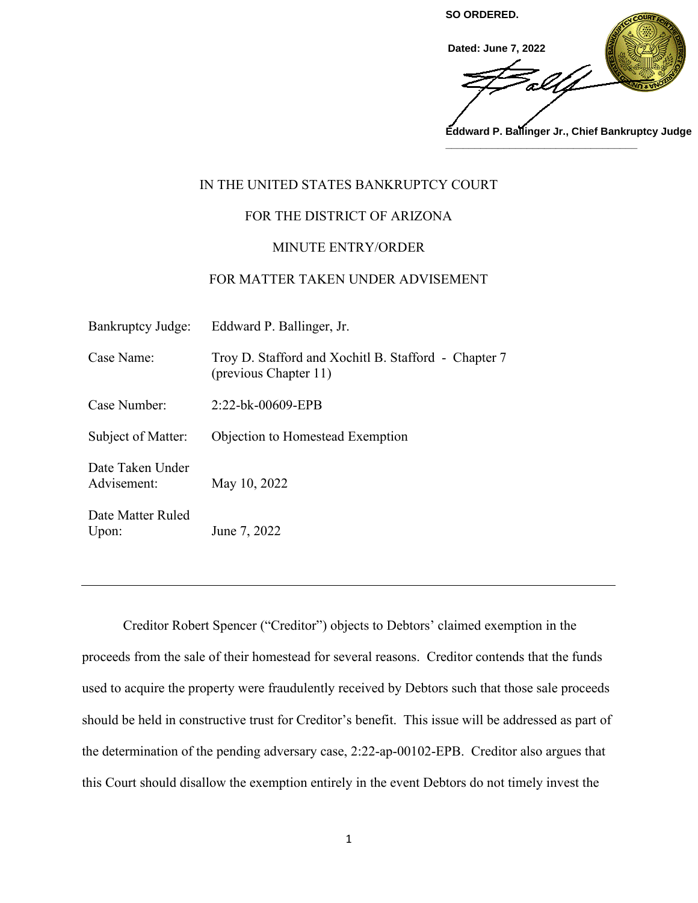**SO ORDERED.**

**Dated: June 7, 2022**

**Eddward P. Ballinger Jr., Chief Bankruptcy Judge**

IN THE UNITED STATES BANKRUPTCY COURT

FOR THE DISTRICT OF ARIZONA

MINUTE ENTRY/ORDER

FOR MATTER TAKEN UNDER ADVISEMENT

| | |
|---|---|
| Bankruptcy Judge: | Eddward P. Ballinger, Jr. |
| Case Name: | Troy D. Stafford and Xochitl B. Stafford - Chapter 7 (previous Chapter 11) |
| Case Number: | 2:22-bk-00609-EPB |
| Subject of Matter: | Objection to Homestead Exemption |
| Date Taken Under Advisement: | May 10, 2022 |
| Date Matter Ruled Upon: | June 7, 2022 |

---

Creditor Robert Spencer ("Creditor") objects to Debtors' claimed exemption in the proceeds from the sale of their homestead for several reasons. Creditor contends that the funds used to acquire the property were fraudulently received by Debtors such that those sale proceeds should be held in constructive trust for Creditor's benefit. This issue will be addressed as part of the determination of the pending adversary case, 2:22-ap-00102-EPB. Creditor also argues that this Court should disallow the exemption entirely in the event Debtors do not timely invest the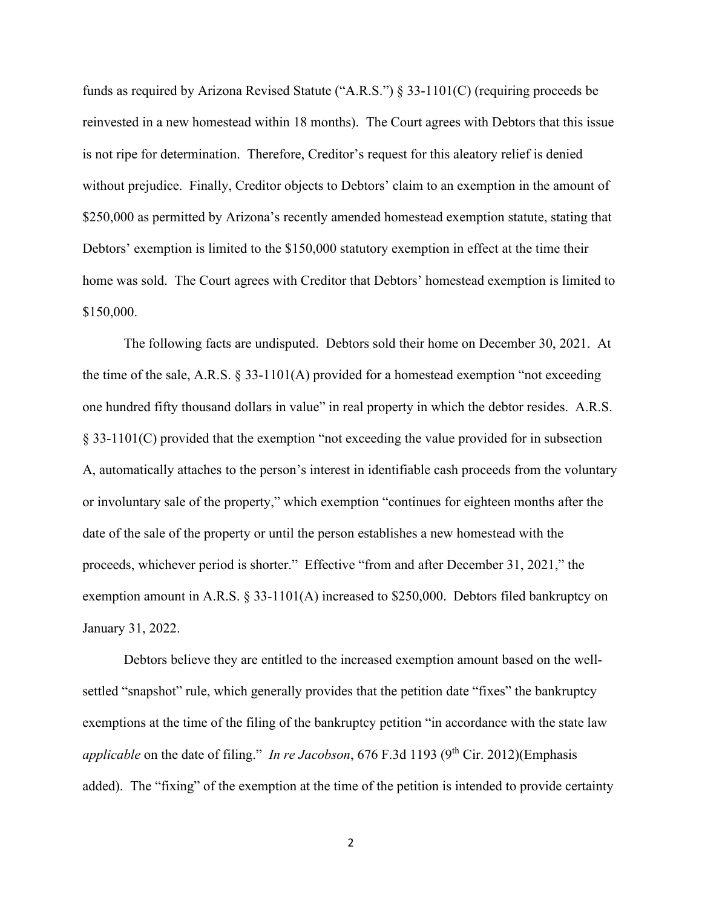funds as required by Arizona Revised Statute ("A.R.S.") § 33-1101(C) (requiring proceeds be reinvested in a new homestead within 18 months). The Court agrees with Debtors that this issue is not ripe for determination. Therefore, Creditor's request for this aleatory relief is denied without prejudice. Finally, Creditor objects to Debtors' claim to an exemption in the amount of $250,000 as permitted by Arizona's recently amended homestead exemption statute, stating that Debtors' exemption is limited to the $150,000 statutory exemption in effect at the time their home was sold. The Court agrees with Creditor that Debtors' homestead exemption is limited to $150,000.

The following facts are undisputed. Debtors sold their home on December 30, 2021. At the time of the sale, A.R.S. § 33-1101(A) provided for a homestead exemption "not exceeding one hundred fifty thousand dollars in value" in real property in which the debtor resides. A.R.S. § 33-1101(C) provided that the exemption "not exceeding the value provided for in subsection A, automatically attaches to the person's interest in identifiable cash proceeds from the voluntary or involuntary sale of the property," which exemption "continues for eighteen months after the date of the sale of the property or until the person establishes a new homestead with the proceeds, whichever period is shorter." Effective "from and after December 31, 2021," the exemption amount in A.R.S. § 33-1101(A) increased to $250,000. Debtors filed bankruptcy on January 31, 2022.

Debtors believe they are entitled to the increased exemption amount based on the well-settled "snapshot" rule, which generally provides that the petition date "fixes" the bankruptcy exemptions at the time of the filing of the bankruptcy petition "in accordance with the state law *applicable* on the date of filing." *In re Jacobson*, 676 F.3d 1193 (9th Cir. 2012)(Emphasis added). The "fixing" of the exemption at the time of the petition is intended to provide certainty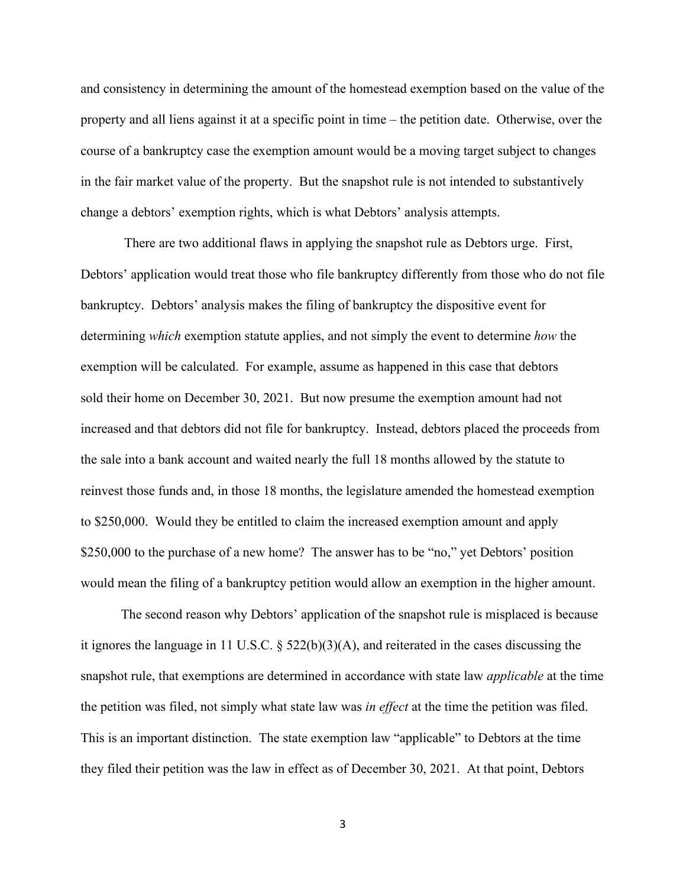and consistency in determining the amount of the homestead exemption based on the value of the property and all liens against it at a specific point in time – the petition date. Otherwise, over the course of a bankruptcy case the exemption amount would be a moving target subject to changes in the fair market value of the property. But the snapshot rule is not intended to substantively change a debtors' exemption rights, which is what Debtors' analysis attempts.

There are two additional flaws in applying the snapshot rule as Debtors urge. First, Debtors' application would treat those who file bankruptcy differently from those who do not file bankruptcy. Debtors' analysis makes the filing of bankruptcy the dispositive event for determining *which* exemption statute applies, and not simply the event to determine *how* the exemption will be calculated. For example, assume as happened in this case that debtors sold their home on December 30, 2021. But now presume the exemption amount had not increased and that debtors did not file for bankruptcy. Instead, debtors placed the proceeds from the sale into a bank account and waited nearly the full 18 months allowed by the statute to reinvest those funds and, in those 18 months, the legislature amended the homestead exemption to $250,000. Would they be entitled to claim the increased exemption amount and apply $250,000 to the purchase of a new home? The answer has to be "no," yet Debtors' position would mean the filing of a bankruptcy petition would allow an exemption in the higher amount.

The second reason why Debtors' application of the snapshot rule is misplaced is because it ignores the language in 11 U.S.C. § 522(b)(3)(A), and reiterated in the cases discussing the snapshot rule, that exemptions are determined in accordance with state law *applicable* at the time the petition was filed, not simply what state law was *in effect* at the time the petition was filed. This is an important distinction. The state exemption law "applicable" to Debtors at the time they filed their petition was the law in effect as of December 30, 2021. At that point, Debtors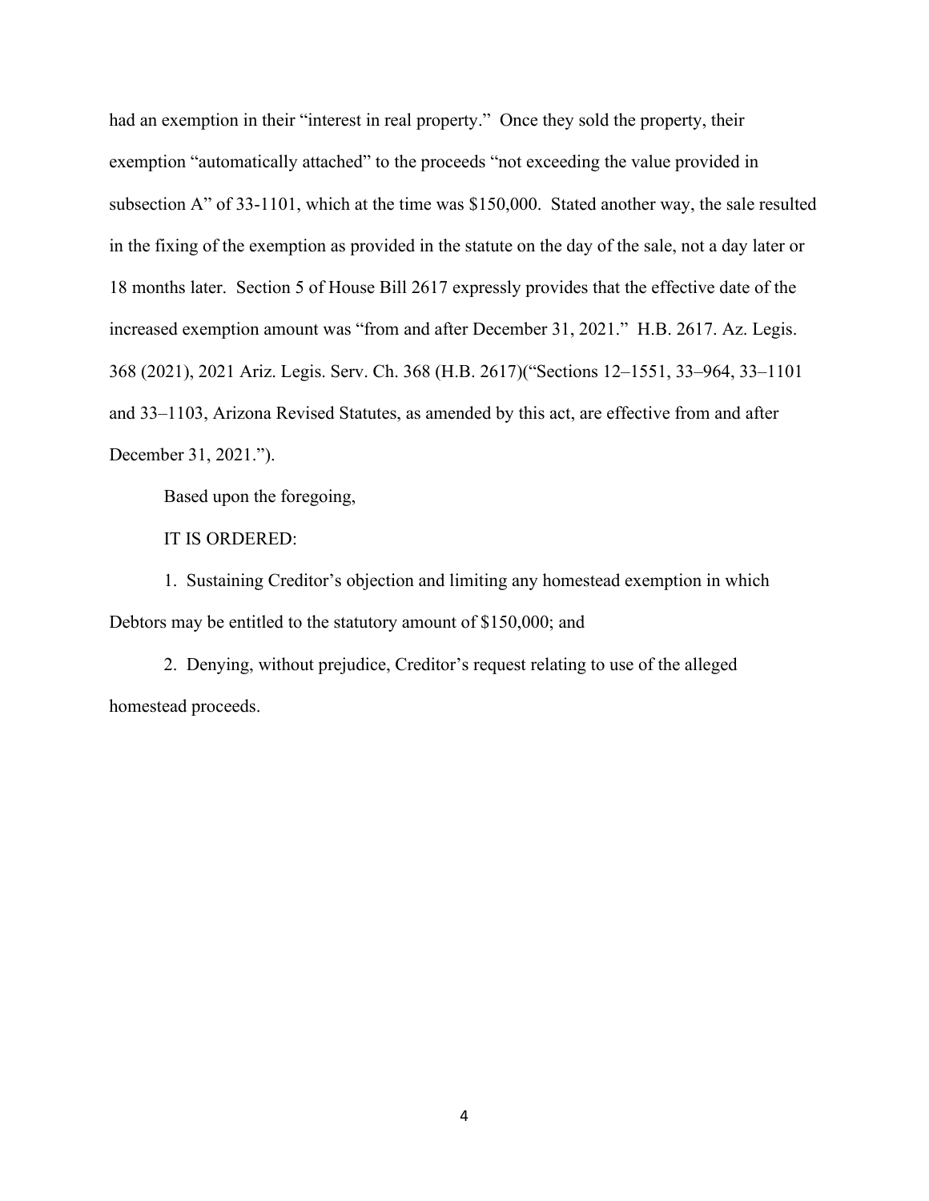had an exemption in their "interest in real property." Once they sold the property, their exemption "automatically attached" to the proceeds "not exceeding the value provided in subsection A" of 33-1101, which at the time was $150,000. Stated another way, the sale resulted in the fixing of the exemption as provided in the statute on the day of the sale, not a day later or 18 months later. Section 5 of House Bill 2617 expressly provides that the effective date of the increased exemption amount was "from and after December 31, 2021." H.B. 2617. Az. Legis. 368 (2021), 2021 Ariz. Legis. Serv. Ch. 368 (H.B. 2617)("Sections 12–1551, 33–964, 33–1101 and 33–1103, Arizona Revised Statutes, as amended by this act, are effective from and after December 31, 2021.").

Based upon the foregoing,

IT IS ORDERED:

1. Sustaining Creditor's objection and limiting any homestead exemption in which Debtors may be entitled to the statutory amount of $150,000; and

2. Denying, without prejudice, Creditor's request relating to use of the alleged homestead proceeds.